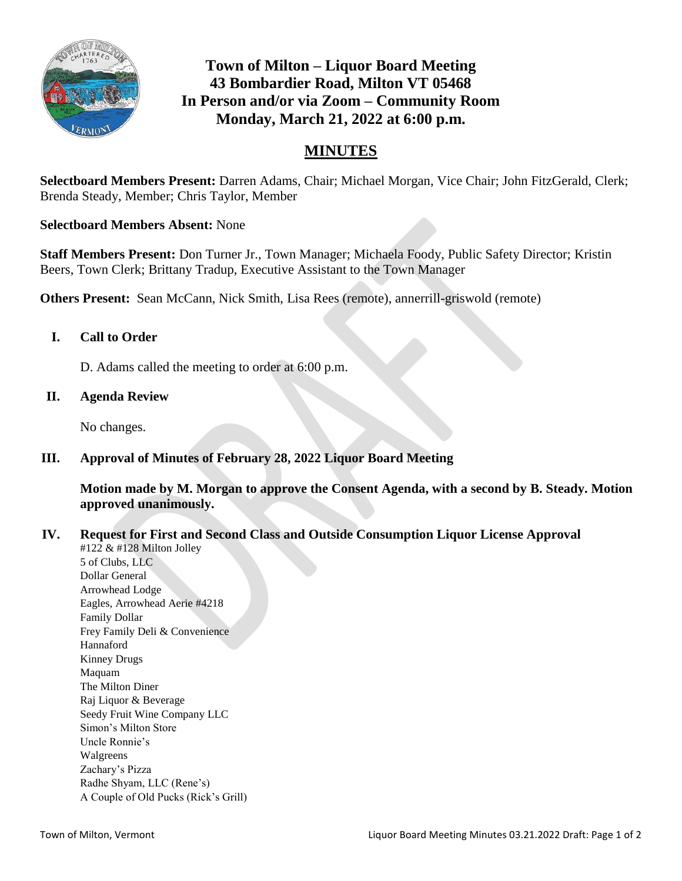# Town of Milton – Liquor Board Meeting
## 43 Bombardier Road, Milton VT 05468
## In Person and/or via Zoom – Community Room
## Monday, March 21, 2022 at 6:00 p.m.

# MINUTES

**Selectboard Members Present:** Darren Adams, Chair; Michael Morgan, Vice Chair; John FitzGerald, Clerk; Brenda Steady, Member; Chris Taylor, Member

**Selectboard Members Absent:** None

**Staff Members Present:** Don Turner Jr., Town Manager; Michaela Foody, Public Safety Director; Kristin Beers, Town Clerk; Brittany Tradup, Executive Assistant to the Town Manager

**Others Present:** Sean McCann, Nick Smith, Lisa Rees (remote), annerrill-griswold (remote)

## I. Call to Order

D. Adams called the meeting to order at 6:00 p.m.

## II. Agenda Review

No changes.

## III. Approval of Minutes of February 28, 2022 Liquor Board Meeting

**Motion made by M. Morgan to approve the Consent Agenda, with a second by B. Steady. Motion approved unanimously.**

## IV. Request for First and Second Class and Outside Consumption Liquor License Approval

#122 & #128 Milton Jolley
5 of Clubs, LLC
Dollar General
Arrowhead Lodge
Eagles, Arrowhead Aerie #4218
Family Dollar
Frey Family Deli & Convenience
Hannaford
Kinney Drugs
Maquam
The Milton Diner
Raj Liquor & Beverage
Seedy Fruit Wine Company LLC
Simon's Milton Store
Uncle Ronnie's
Walgreens
Zachary's Pizza
Radhe Shyam, LLC (Rene's)
A Couple of Old Pucks (Rick's Grill)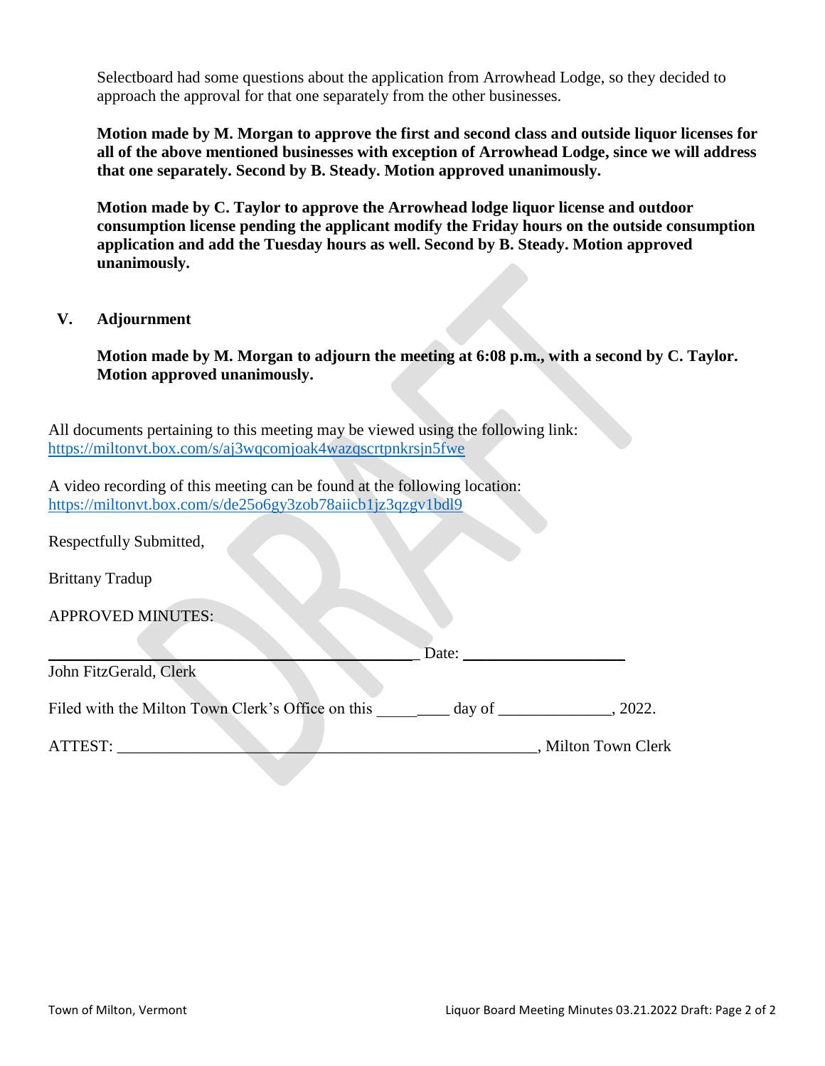Selectboard had some questions about the application from Arrowhead Lodge, so they decided to approach the approval for that one separately from the other businesses.

**Motion made by M. Morgan to approve the first and second class and outside liquor licenses for all of the above mentioned businesses with exception of Arrowhead Lodge, since we will address that one separately. Second by B. Steady. Motion approved unanimously.**

**Motion made by C. Taylor to approve the Arrowhead lodge liquor license and outdoor consumption license pending the applicant modify the Friday hours on the outside consumption application and add the Tuesday hours as well. Second by B. Steady. Motion approved unanimously.**

## V. Adjournment

**Motion made by M. Morgan to adjourn the meeting at 6:08 p.m., with a second by C. Taylor. Motion approved unanimously.**

All documents pertaining to this meeting may be viewed using the following link:
https://miltonvt.box.com/s/aj3wqcomjoak4wazqscrtpnkrsjn5fwe

A video recording of this meeting can be found at the following location:
https://miltonvt.box.com/s/de25o6gy3zob78aiicb1jz3qzgv1bdl9

Respectfully Submitted,

Brittany Tradup

APPROVED MINUTES:

______________________________________________ Date: ____________________
John FitzGerald, Clerk

Filed with the Milton Town Clerk's Office on this _________ day of ______________, 2022.

ATTEST: ______________________________________________________, Milton Town Clerk